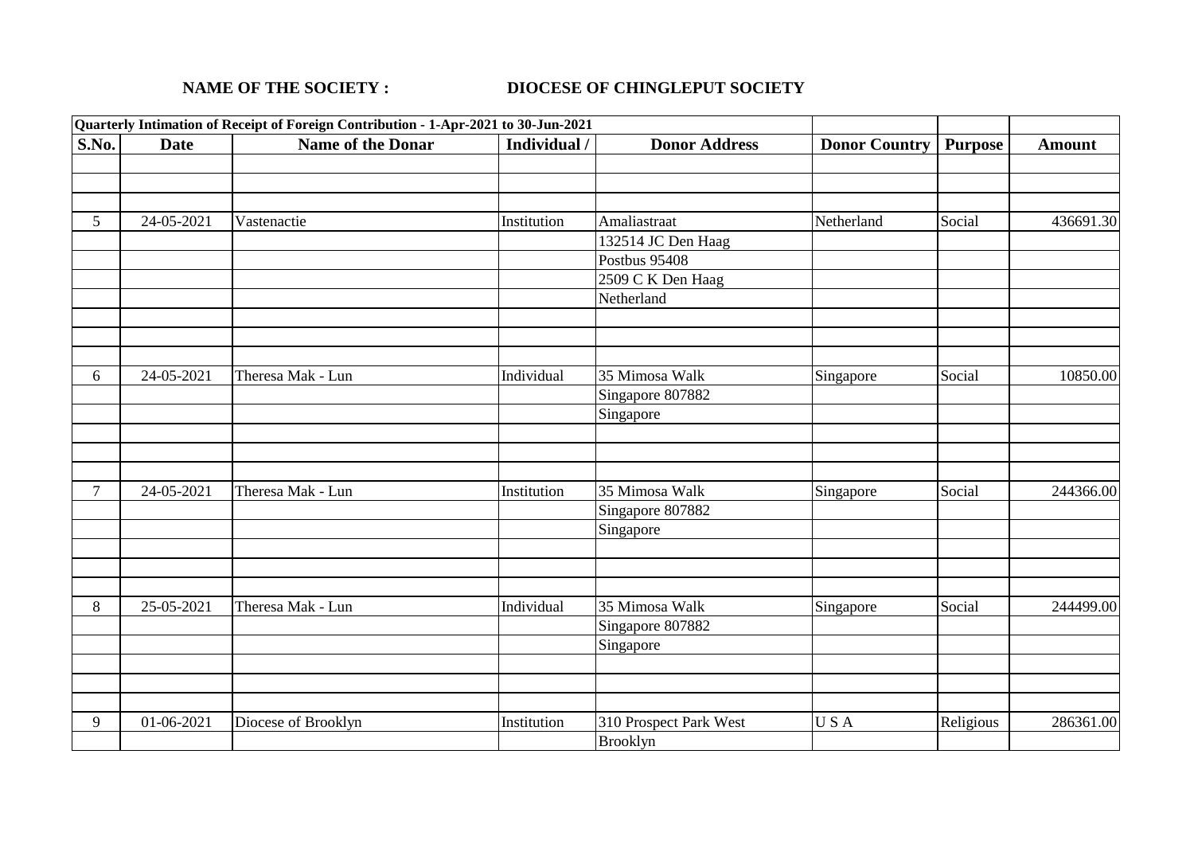**NAME OF THE SOCIETY :** **DIOCESE OF CHINGLEPUT SOCIETY**

| Quarterly Intimation of Receipt of Foreign Contribution - 1-Apr-2021 to 30-Jun-2021 | | | | | | | |
|---|---|---|---|---|---|---|---|
| **S.No.** | **Date** | **Name of the Donar** | **Individual /** | **Donor Address** | **Donor Country** | **Purpose** | **Amount** |
| | | | | | | | |
| | | | | | | | |
| | | | | | | | |
| 5 | 24-05-2021 | Vastenactie | Institution | Amaliastraat | Netherland | Social | 436691.30 |
| | | | | 132514 JC Den Haag | | | |
| | | | | Postbus 95408 | | | |
| | | | | 2509 C K Den Haag | | | |
| | | | | Netherland | | | |
| | | | | | | | |
| | | | | | | | |
| | | | | | | | |
| 6 | 24-05-2021 | Theresa Mak - Lun | Individual | 35 Mimosa Walk | Singapore | Social | 10850.00 |
| | | | | Singapore 807882 | | | |
| | | | | Singapore | | | |
| | | | | | | | |
| | | | | | | | |
| | | | | | | | |
| 7 | 24-05-2021 | Theresa Mak - Lun | Institution | 35 Mimosa Walk | Singapore | Social | 244366.00 |
| | | | | Singapore 807882 | | | |
| | | | | Singapore | | | |
| | | | | | | | |
| | | | | | | | |
| | | | | | | | |
| 8 | 25-05-2021 | Theresa Mak - Lun | Individual | 35 Mimosa Walk | Singapore | Social | 244499.00 |
| | | | | Singapore 807882 | | | |
| | | | | Singapore | | | |
| | | | | | | | |
| | | | | | | | |
| | | | | | | | |
| 9 | 01-06-2021 | Diocese of Brooklyn | Institution | 310 Prospect Park West | U S A | Religious | 286361.00 |
| | | | | Brooklyn | | | |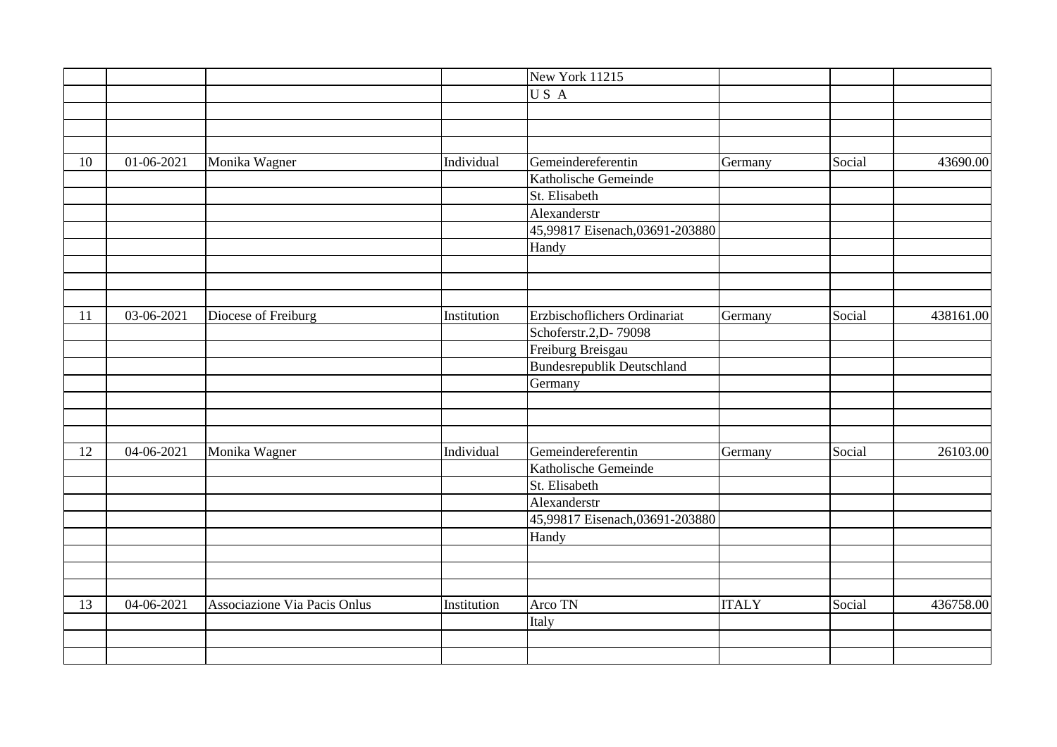| | | | | | | | |
|---|---|---|---|---|---|---|---|
| | | | | New York 11215 | | | |
| | | | | U S A | | | |
| | | | | | | | |
| | | | | | | | |
| | | | | | | | |
| 10 | 01-06-2021 | Monika Wagner | Individual | Gemeindereferentin | Germany | Social | 43690.00 |
| | | | | Katholische Gemeinde | | | |
| | | | | St. Elisabeth | | | |
| | | | | Alexanderstr | | | |
| | | | | 45,99817 Eisenach,03691-203880 | | | |
| | | | | Handy | | | |
| | | | | | | | |
| | | | | | | | |
| | | | | | | | |
| 11 | 03-06-2021 | Diocese of Freiburg | Institution | Erzbischoflichers Ordinariat | Germany | Social | 438161.00 |
| | | | | Schoferstr.2,D- 79098 | | | |
| | | | | Freiburg Breisgau | | | |
| | | | | Bundesrepublik Deutschland | | | |
| | | | | Germany | | | |
| | | | | | | | |
| | | | | | | | |
| | | | | | | | |
| 12 | 04-06-2021 | Monika Wagner | Individual | Gemeindereferentin | Germany | Social | 26103.00 |
| | | | | Katholische Gemeinde | | | |
| | | | | St. Elisabeth | | | |
| | | | | Alexanderstr | | | |
| | | | | 45,99817 Eisenach,03691-203880 | | | |
| | | | | Handy | | | |
| | | | | | | | |
| | | | | | | | |
| | | | | | | | |
| 13 | 04-06-2021 | Associazione Via Pacis Onlus | Institution | Arco TN | ITALY | Social | 436758.00 |
| | | | | Italy | | | |
| | | | | | | | |
| | | | | | | | |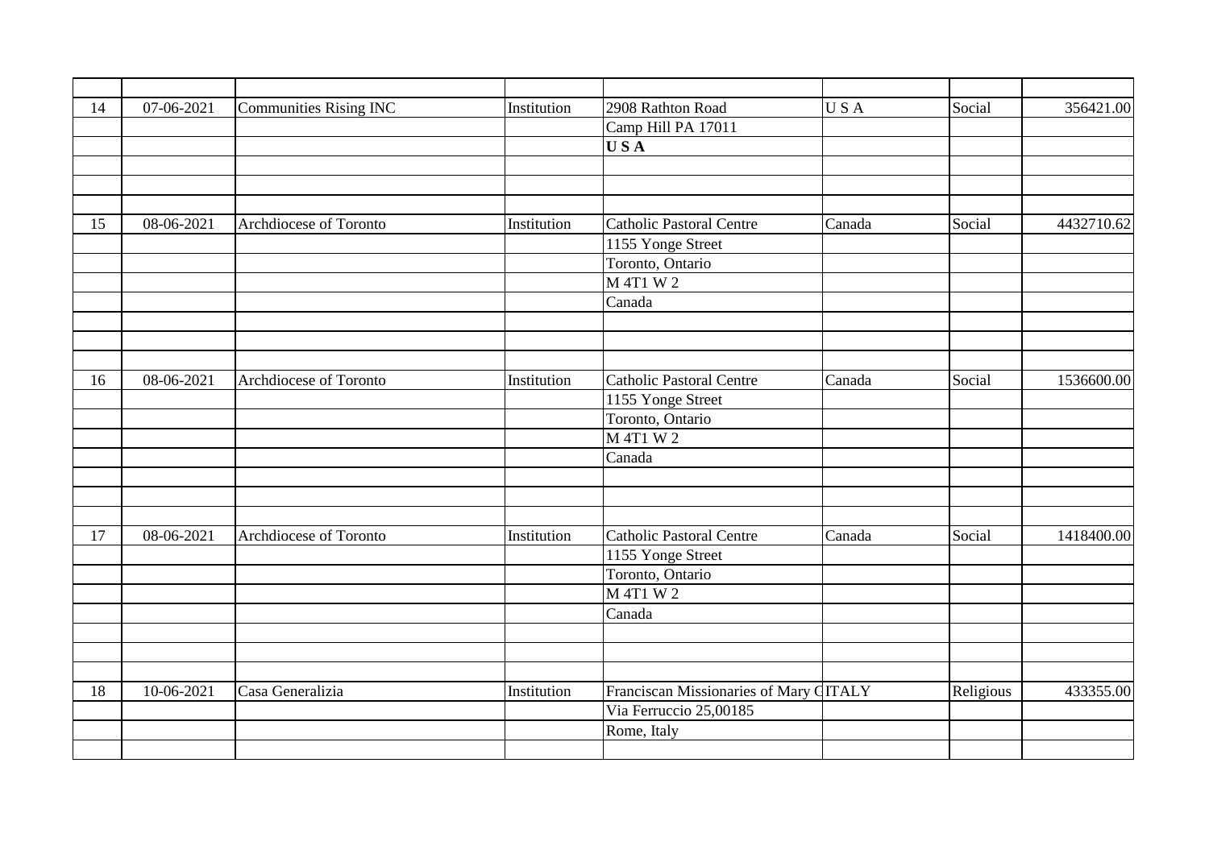| | | | | | | | |
|---|---|---|---|---|---|---|---|
| 14 | 07-06-2021 | Communities Rising INC | Institution | 2908 Rathton Road | U S A | Social | 356421.00 |
| | | | | Camp Hill PA 17011 | | | |
| | | | | **U S A** | | | |
| | | | | | | | |
| | | | | | | | |
| | | | | | | | |
| 15 | 08-06-2021 | Archdiocese of Toronto | Institution | Catholic Pastoral Centre | Canada | Social | 4432710.62 |
| | | | | 1155 Yonge Street | | | |
| | | | | Toronto, Ontario | | | |
| | | | | M 4T1 W 2 | | | |
| | | | | Canada | | | |
| | | | | | | | |
| | | | | | | | |
| | | | | | | | |
| 16 | 08-06-2021 | Archdiocese of Toronto | Institution | Catholic Pastoral Centre | Canada | Social | 1536600.00 |
| | | | | 1155 Yonge Street | | | |
| | | | | Toronto, Ontario | | | |
| | | | | M 4T1 W 2 | | | |
| | | | | Canada | | | |
| | | | | | | | |
| | | | | | | | |
| | | | | | | | |
| 17 | 08-06-2021 | Archdiocese of Toronto | Institution | Catholic Pastoral Centre | Canada | Social | 1418400.00 |
| | | | | 1155 Yonge Street | | | |
| | | | | Toronto, Ontario | | | |
| | | | | M 4T1 W 2 | | | |
| | | | | Canada | | | |
| | | | | | | | |
| | | | | | | | |
| | | | | | | | |
| 18 | 10-06-2021 | Casa Generalizia | Institution | Franciscan Missionaries of Mary C | ITALY | Religious | 433355.00 |
| | | | | Via Ferruccio 25,00185 | | | |
| | | | | Rome, Italy | | | |
| | | | | | | | |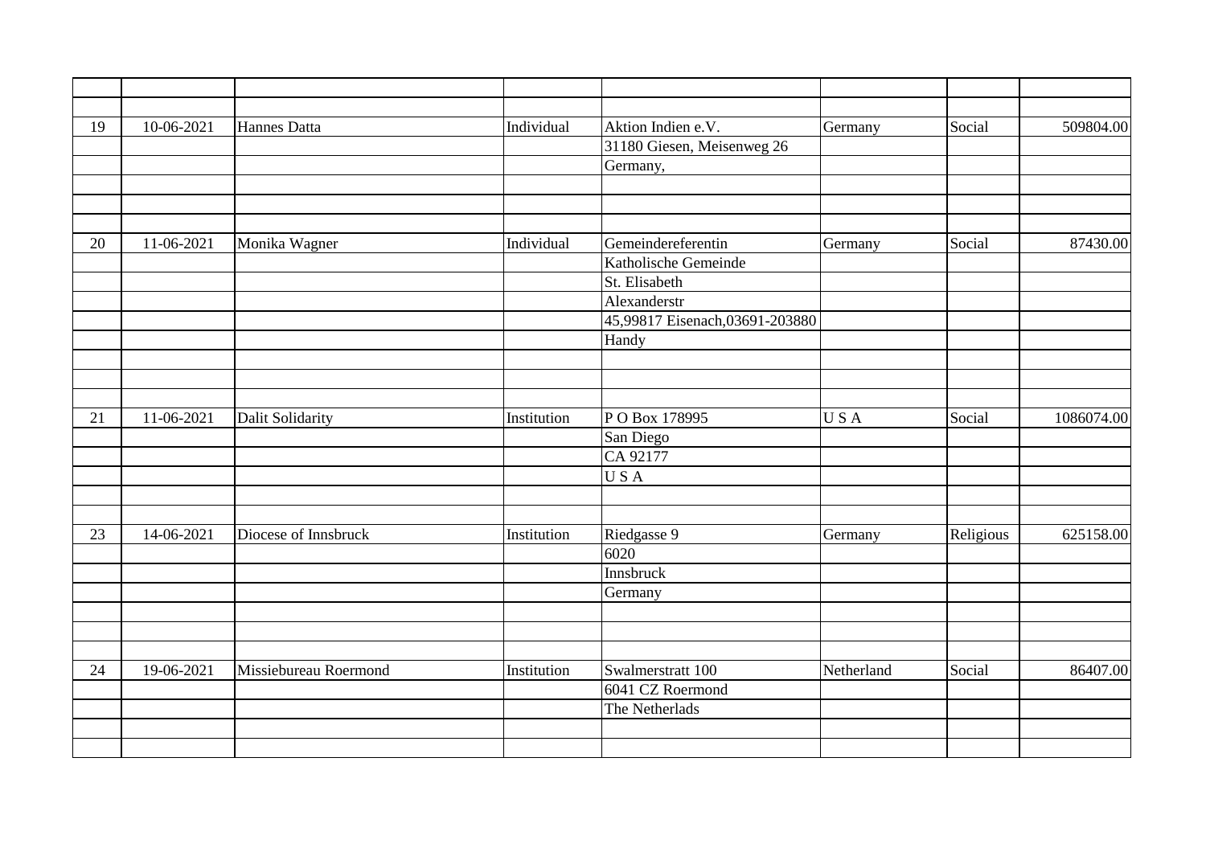| | | | | | | | |
|---|---|---|---|---|---|---|---|
| | | | | | | | |
| | | | | | | | |
| 19 | 10-06-2021 | Hannes Datta | Individual | Aktion Indien e.V. | Germany | Social | 509804.00 |
| | | | | 31180 Giesen, Meisenweg 26 | | | |
| | | | | Germany, | | | |
| | | | | | | | |
| | | | | | | | |
| | | | | | | | |
| 20 | 11-06-2021 | Monika Wagner | Individual | Gemeindereferentin | Germany | Social | 87430.00 |
| | | | | Katholische Gemeinde | | | |
| | | | | St. Elisabeth | | | |
| | | | | Alexanderstr | | | |
| | | | | 45,99817 Eisenach,03691-203880 | | | |
| | | | | Handy | | | |
| | | | | | | | |
| | | | | | | | |
| | | | | | | | |
| 21 | 11-06-2021 | Dalit Solidarity | Institution | P O Box 178995 | U S A | Social | 1086074.00 |
| | | | | San Diego | | | |
| | | | | CA 92177 | | | |
| | | | | U S A | | | |
| | | | | | | | |
| | | | | | | | |
| 23 | 14-06-2021 | Diocese of Innsbruck | Institution | Riedgasse 9 | Germany | Religious | 625158.00 |
| | | | | 6020 | | | |
| | | | | Innsbruck | | | |
| | | | | Germany | | | |
| | | | | | | | |
| | | | | | | | |
| | | | | | | | |
| 24 | 19-06-2021 | Missiebureau Roermond | Institution | Swalmerstratt 100 | Netherland | Social | 86407.00 |
| | | | | 6041 CZ Roermond | | | |
| | | | | The Netherlads | | | |
| | | | | | | | |
| | | | | | | | |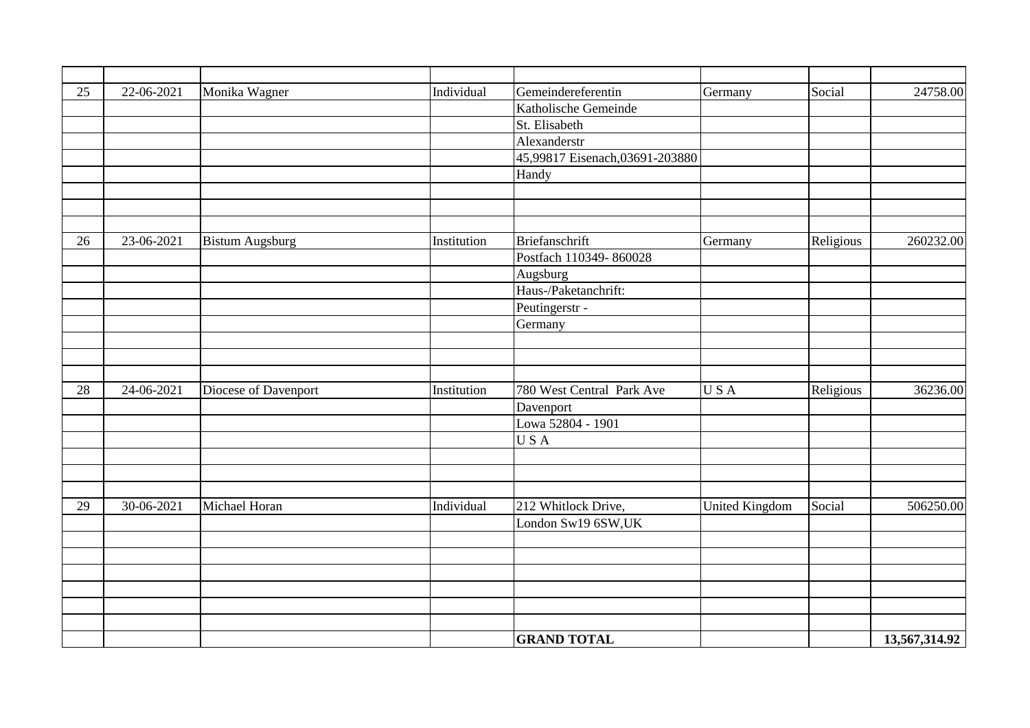| | | | | | | | |
|---|---|---|---|---|---|---|---|
| 25 | 22-06-2021 | Monika Wagner | Individual | Gemeindereferentin | Germany | Social | 24758.00 |
| | | | | Katholische Gemeinde | | | |
| | | | | St. Elisabeth | | | |
| | | | | Alexanderstr | | | |
| | | | | 45,99817 Eisenach,03691-203880 | | | |
| | | | | Handy | | | |
| | | | | | | | |
| | | | | | | | |
| | | | | | | | |
| 26 | 23-06-2021 | Bistum Augsburg | Institution | Briefanschrift | Germany | Religious | 260232.00 |
| | | | | Postfach 110349- 860028 | | | |
| | | | | Augsburg | | | |
| | | | | Haus-/Paketanchrift: | | | |
| | | | | Peutingerstr - | | | |
| | | | | Germany | | | |
| | | | | | | | |
| | | | | | | | |
| | | | | | | | |
| 28 | 24-06-2021 | Diocese of Davenport | Institution | 780 West Central Park Ave | U S A | Religious | 36236.00 |
| | | | | Davenport | | | |
| | | | | Lowa 52804 - 1901 | | | |
| | | | | U S A | | | |
| | | | | | | | |
| | | | | | | | |
| | | | | | | | |
| 29 | 30-06-2021 | Michael Horan | Individual | 212 Whitlock Drive, | United Kingdom | Social | 506250.00 |
| | | | | London Sw19 6SW,UK | | | |
| | | | | | | | |
| | | | | | | | |
| | | | | | | | |
| | | | | | | | |
| | | | | | | | |
| | | | | | | | |
| | | | | **GRAND TOTAL** | | | **13,567,314.92** |